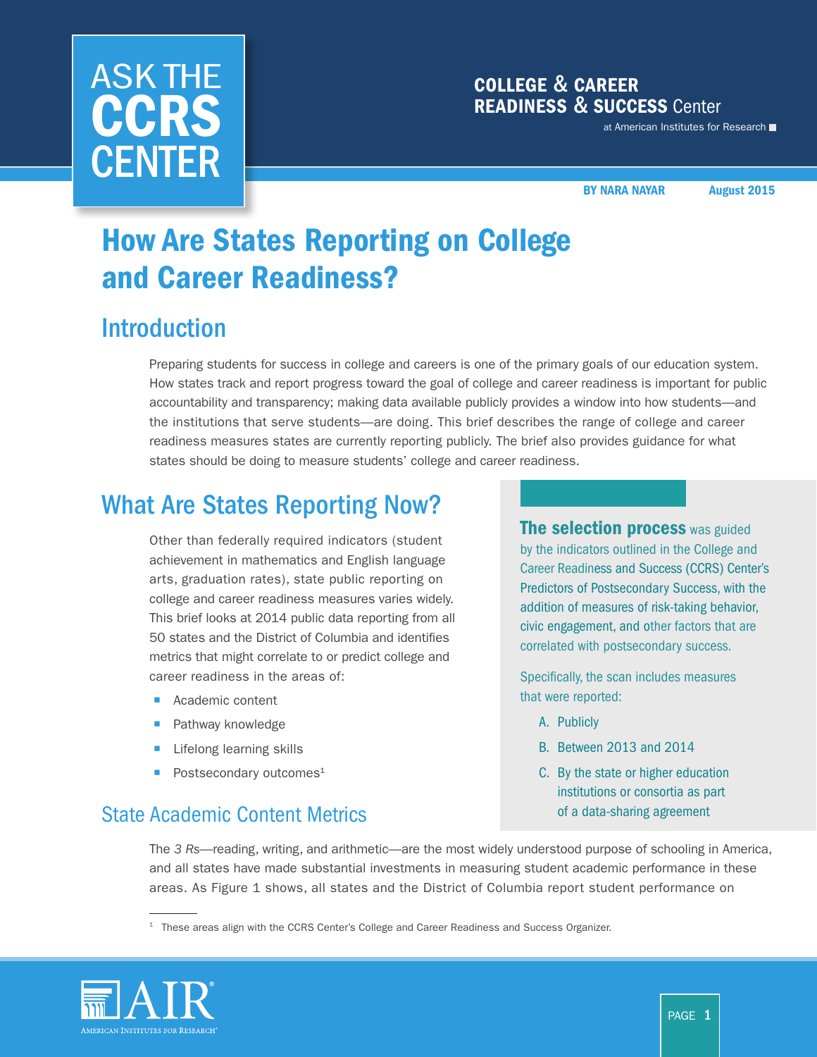ASK THE CCRS CENTER

COLLEGE & CAREER READINESS & SUCCESS Center at American Institutes for Research

BY NARA NAYAR — August 2015

# How Are States Reporting on College and Career Readiness?

## Introduction

Preparing students for success in college and careers is one of the primary goals of our education system. How states track and report progress toward the goal of college and career readiness is important for public accountability and transparency; making data available publicly provides a window into how students—and the institutions that serve students—are doing. This brief describes the range of college and career readiness measures states are currently reporting publicly. The brief also provides guidance for what states should be doing to measure students' college and career readiness.

## What Are States Reporting Now?

Other than federally required indicators (student achievement in mathematics and English language arts, graduation rates), state public reporting on college and career readiness measures varies widely. This brief looks at 2014 public data reporting from all 50 states and the District of Columbia and identifies metrics that might correlate to or predict college and career readiness in the areas of:

- Academic content
- Pathway knowledge
- Lifelong learning skills
- Postsecondary outcomes[1]

> **The selection process** was guided by the indicators outlined in the College and Career Readiness and Success (CCRS) Center's Predictors of Postsecondary Success, with the addition of measures of risk-taking behavior, civic engagement, and other factors that are correlated with postsecondary success.
>
> Specifically, the scan includes measures that were reported:
>
> A. Publicly
> B. Between 2013 and 2014
> C. By the state or higher education institutions or consortia as part of a data-sharing agreement

### State Academic Content Metrics

The *3 Rs*—reading, writing, and arithmetic—are the most widely understood purpose of schooling in America, and all states have made substantial investments in measuring student academic performance in these areas. As Figure 1 shows, all states and the District of Columbia report student performance on

[1] These areas align with the CCRS Center's College and Career Readiness and Success Organizer.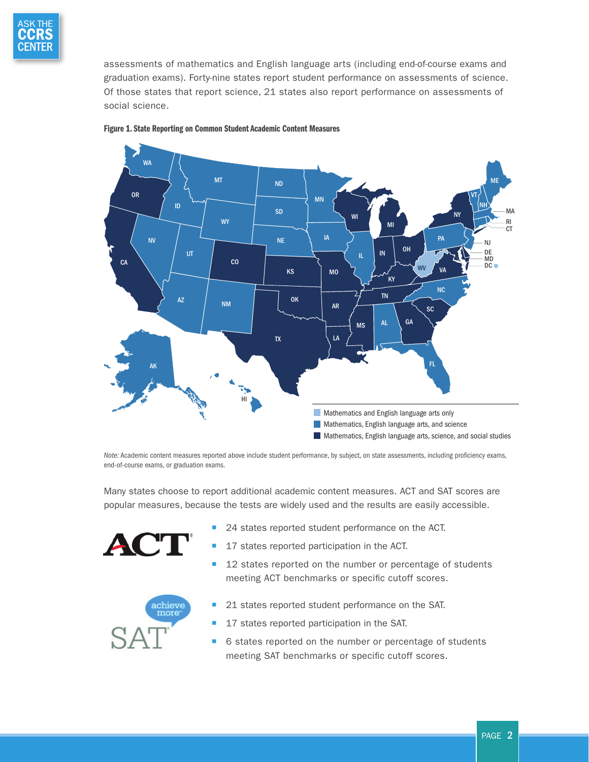assessments of mathematics and English language arts (including end-of-course exams and graduation exams). Forty-nine states report student performance on assessments of science. Of those states that report science, 21 states also report performance on assessments of social science.

**Figure 1. State Reporting on Common Student Academic Content Measures**

- Mathematics and English language arts only
- Mathematics, English language arts, and science
- Mathematics, English language arts, science, and social studies

*Note:* Academic content measures reported above include student performance, by subject, on state assessments, including proficiency exams, end-of-course exams, or graduation exams.

Many states choose to report additional academic content measures. ACT and SAT scores are popular measures, because the tests are widely used and the results are easily accessible.

- 24 states reported student performance on the ACT.
- 17 states reported participation in the ACT.
- 12 states reported on the number or percentage of students meeting ACT benchmarks or specific cutoff scores.

- 21 states reported student performance on the SAT.
- 17 states reported participation in the SAT.
- 6 states reported on the number or percentage of students meeting SAT benchmarks or specific cutoff scores.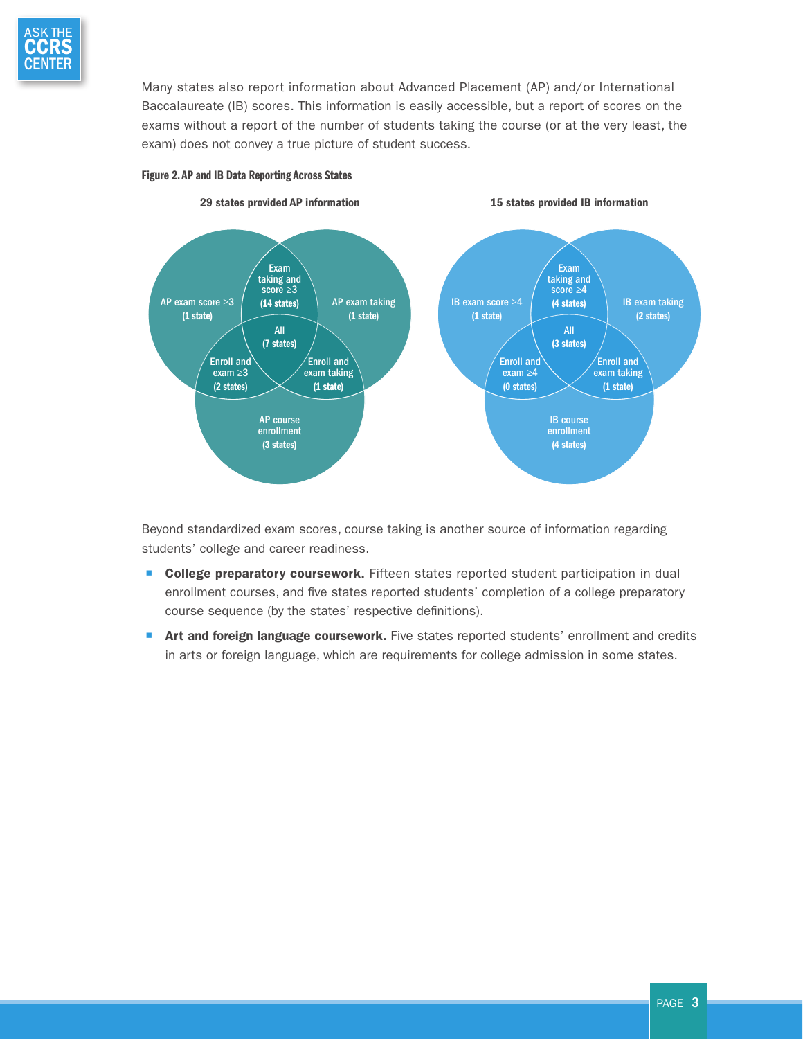Many states also report information about Advanced Placement (AP) and/or International Baccalaureate (IB) scores. This information is easily accessible, but a report of scores on the exams without a report of the number of students taking the course (or at the very least, the exam) does not convey a true picture of student success.

**Figure 2. AP and IB Data Reporting Across States**

**29 states provided AP information**

- AP exam score ≥3 (1 state)
- AP exam taking (1 state)
- AP course enrollment (3 states)
- Exam taking and score ≥3 (14 states)
- Enroll and exam ≥3 (2 states)
- Enroll and exam taking (1 state)
- All (7 states)

**15 states provided IB information**

- IB exam score ≥4 (1 state)
- IB exam taking (2 states)
- IB course enrollment (4 states)
- Exam taking and score ≥4 (4 states)
- Enroll and exam ≥4 (0 states)
- Enroll and exam taking (1 state)
- All (3 states)

Beyond standardized exam scores, course taking is another source of information regarding students' college and career readiness.

- **College preparatory coursework.** Fifteen states reported student participation in dual enrollment courses, and five states reported students' completion of a college preparatory course sequence (by the states' respective definitions).
- **Art and foreign language coursework.** Five states reported students' enrollment and credits in arts or foreign language, which are requirements for college admission in some states.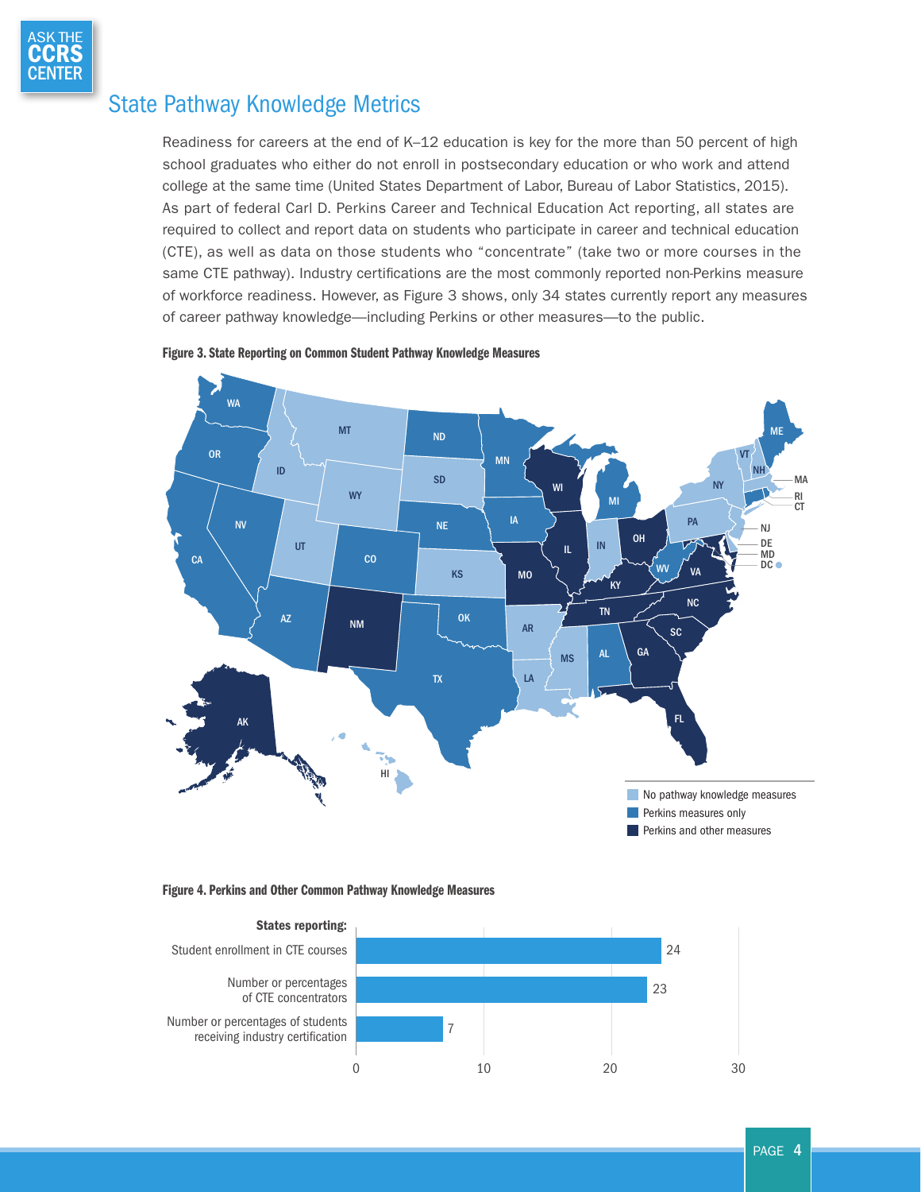## State Pathway Knowledge Metrics

Readiness for careers at the end of K–12 education is key for the more than 50 percent of high school graduates who either do not enroll in postsecondary education or who work and attend college at the same time (United States Department of Labor, Bureau of Labor Statistics, 2015). As part of federal Carl D. Perkins Career and Technical Education Act reporting, all states are required to collect and report data on students who participate in career and technical education (CTE), as well as data on those students who "concentrate" (take two or more courses in the same CTE pathway). Industry certifications are the most commonly reported non-Perkins measure of workforce readiness. However, as Figure 3 shows, only 34 states currently report any measures of career pathway knowledge—including Perkins or other measures—to the public.

**Figure 3. State Reporting on Common Student Pathway Knowledge Measures**

| Category | States |
| --- | --- |
| No pathway knowledge measures | MT, ID, WY, UT, SD, KS, AR, LA, MS, IN, PA, NY, VT, NH, MA, NJ, DE, DC, HI |
| Perkins measures only | WA, OR, CA, NV, AZ, CO, ND, NE, OK, TX, MN, IA, MI, WV, AL, ME, RI, CT |
| Perkins and other measures | AK, NM, MO, WI, IL, OH, KY, TN, VA, MD, NC, SC, GA, FL |

**Figure 4. Perkins and Other Common Pathway Knowledge Measures**

| States reporting: | Number of states |
| --- | --- |
| Student enrollment in CTE courses | 24 |
| Number or percentages of CTE concentrators | 23 |
| Number or percentages of students receiving industry certification | 7 |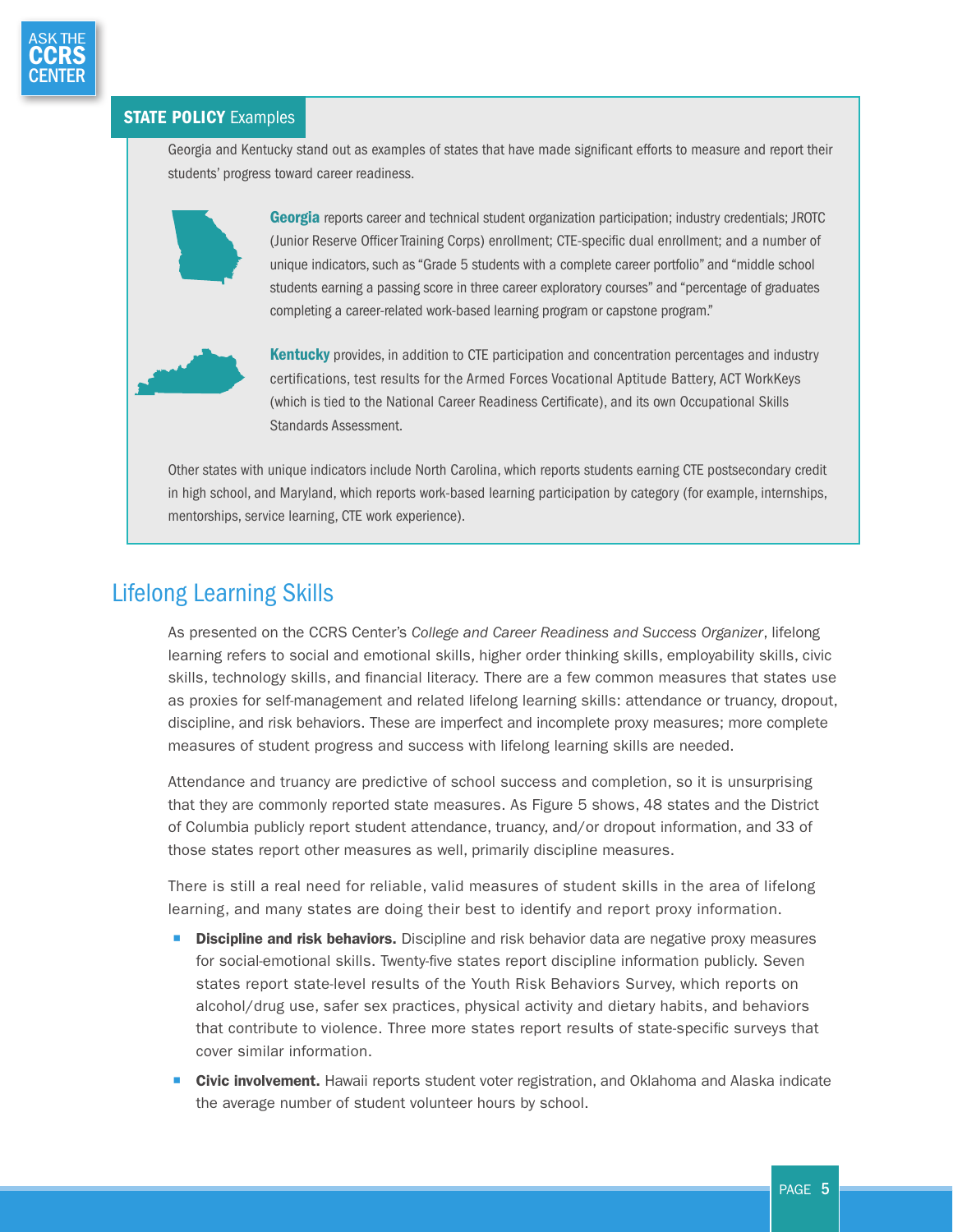**STATE POLICY Examples**

Georgia and Kentucky stand out as examples of states that have made significant efforts to measure and report their students' progress toward career readiness.

**Georgia** reports career and technical student organization participation; industry credentials; JROTC (Junior Reserve Officer Training Corps) enrollment; CTE-specific dual enrollment; and a number of unique indicators, such as "Grade 5 students with a complete career portfolio" and "middle school students earning a passing score in three career exploratory courses" and "percentage of graduates completing a career-related work-based learning program or capstone program."

**Kentucky** provides, in addition to CTE participation and concentration percentages and industry certifications, test results for the Armed Forces Vocational Aptitude Battery, ACT WorkKeys (which is tied to the National Career Readiness Certificate), and its own Occupational Skills Standards Assessment.

Other states with unique indicators include North Carolina, which reports students earning CTE postsecondary credit in high school, and Maryland, which reports work-based learning participation by category (for example, internships, mentorships, service learning, CTE work experience).

## Lifelong Learning Skills

As presented on the CCRS Center's *College and Career Readiness and Success Organizer*, lifelong learning refers to social and emotional skills, higher order thinking skills, employability skills, civic skills, technology skills, and financial literacy. There are a few common measures that states use as proxies for self-management and related lifelong learning skills: attendance or truancy, dropout, discipline, and risk behaviors. These are imperfect and incomplete proxy measures; more complete measures of student progress and success with lifelong learning skills are needed.

Attendance and truancy are predictive of school success and completion, so it is unsurprising that they are commonly reported state measures. As Figure 5 shows, 48 states and the District of Columbia publicly report student attendance, truancy, and/or dropout information, and 33 of those states report other measures as well, primarily discipline measures.

There is still a real need for reliable, valid measures of student skills in the area of lifelong learning, and many states are doing their best to identify and report proxy information.

- **Discipline and risk behaviors.** Discipline and risk behavior data are negative proxy measures for social-emotional skills. Twenty-five states report discipline information publicly. Seven states report state-level results of the Youth Risk Behaviors Survey, which reports on alcohol/drug use, safer sex practices, physical activity and dietary habits, and behaviors that contribute to violence. Three more states report results of state-specific surveys that cover similar information.
- **Civic involvement.** Hawaii reports student voter registration, and Oklahoma and Alaska indicate the average number of student volunteer hours by school.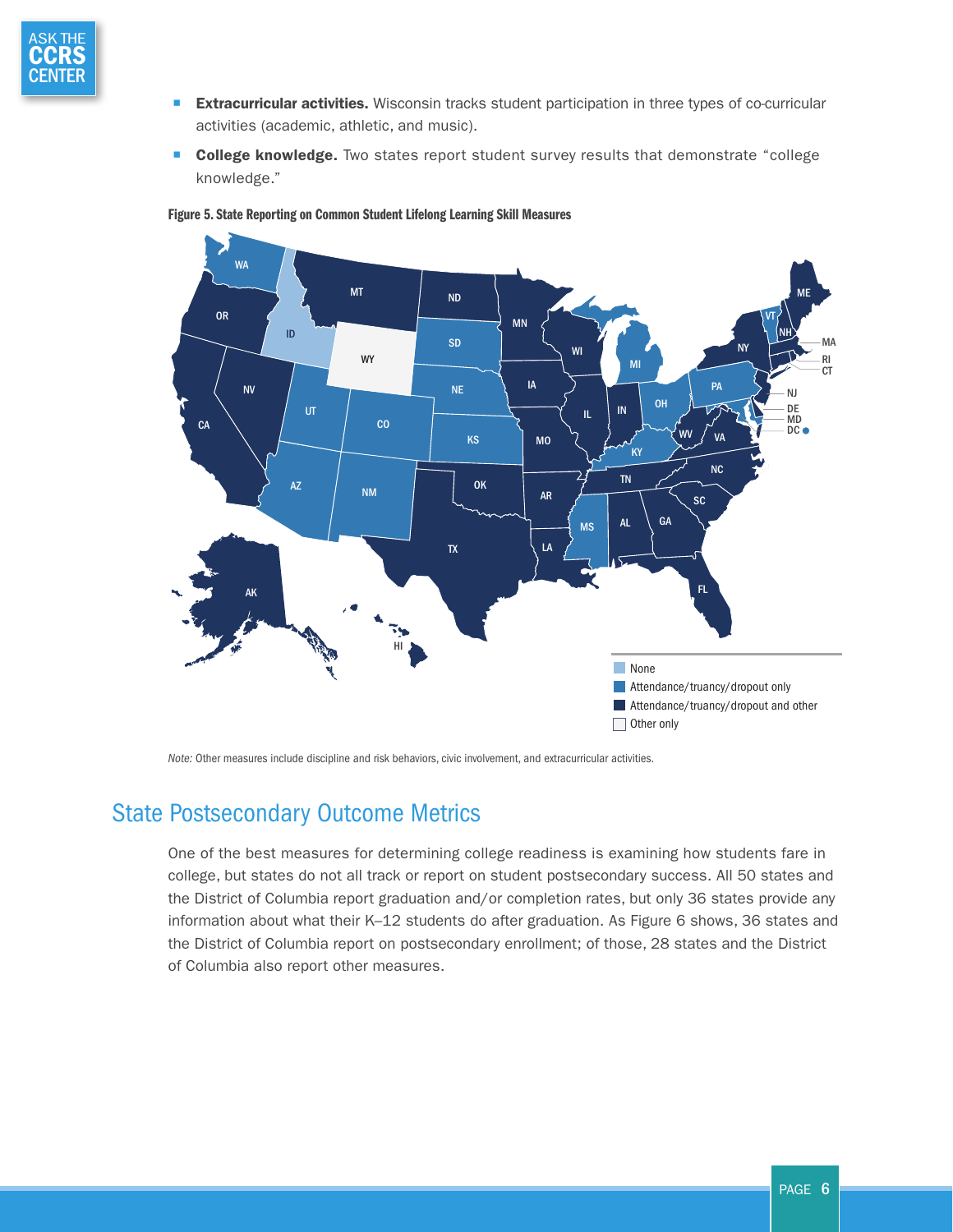- **Extracurricular activities.** Wisconsin tracks student participation in three types of co-curricular activities (academic, athletic, and music).
- **College knowledge.** Two states report student survey results that demonstrate "college knowledge."

**Figure 5. State Reporting on Common Student Lifelong Learning Skill Measures**

None
Attendance/truancy/dropout only
Attendance/truancy/dropout and other
Other only

*Note:* Other measures include discipline and risk behaviors, civic involvement, and extracurricular activities.

## State Postsecondary Outcome Metrics

One of the best measures for determining college readiness is examining how students fare in college, but states do not all track or report on student postsecondary success. All 50 states and the District of Columbia report graduation and/or completion rates, but only 36 states provide any information about what their K–12 students do after graduation. As Figure 6 shows, 36 states and the District of Columbia report on postsecondary enrollment; of those, 28 states and the District of Columbia also report other measures.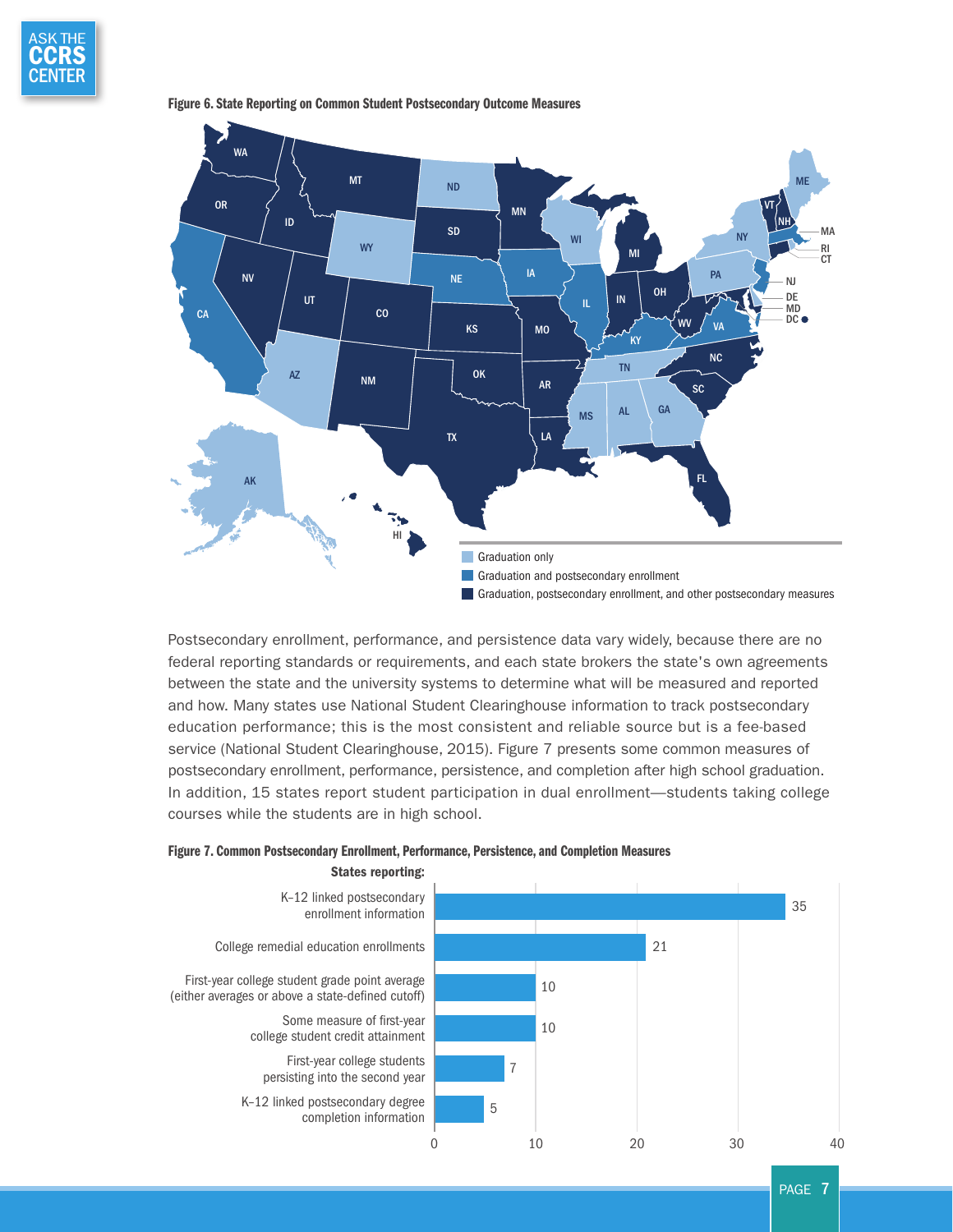**Figure 6. State Reporting on Common Student Postsecondary Outcome Measures**

- Graduation only
- Graduation and postsecondary enrollment
- Graduation, postsecondary enrollment, and other postsecondary measures

Postsecondary enrollment, performance, and persistence data vary widely, because there are no federal reporting standards or requirements, and each state brokers the state's own agreements between the state and the university systems to determine what will be measured and reported and how. Many states use National Student Clearinghouse information to track postsecondary education performance; this is the most consistent and reliable source but is a fee-based service (National Student Clearinghouse, 2015). Figure 7 presents some common measures of postsecondary enrollment, performance, persistence, and completion after high school graduation. In addition, 15 states report student participation in dual enrollment—students taking college courses while the students are in high school.

**Figure 7. Common Postsecondary Enrollment, Performance, Persistence, and Completion Measures**

| Measure | States reporting |
| --- | --- |
| K–12 linked postsecondary enrollment information | 35 |
| College remedial education enrollments | 21 |
| First-year college student grade point average (either averages or above a state-defined cutoff) | 10 |
| Some measure of first-year college student credit attainment | 10 |
| First-year college students persisting into the second year | 7 |
| K–12 linked postsecondary degree completion information | 5 |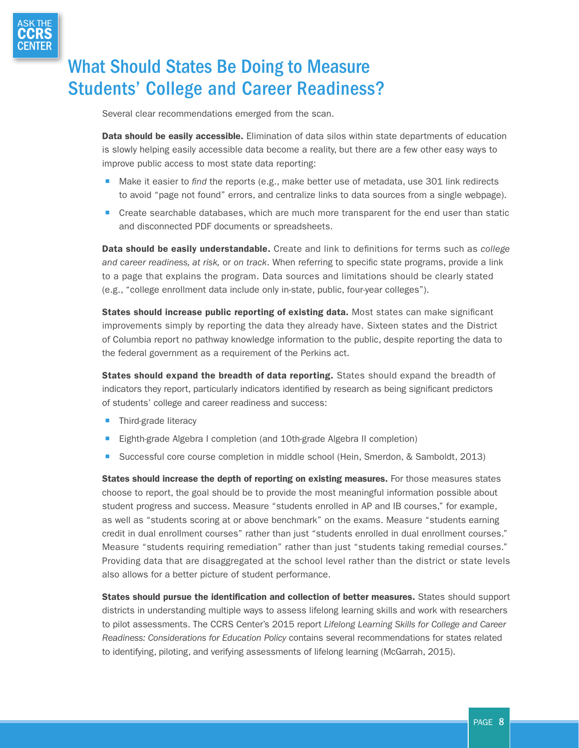# What Should States Be Doing to Measure Students' College and Career Readiness?

Several clear recommendations emerged from the scan.

**Data should be easily accessible.** Elimination of data silos within state departments of education is slowly helping easily accessible data become a reality, but there are a few other easy ways to improve public access to most state data reporting:

- Make it easier to *find* the reports (e.g., make better use of metadata, use 301 link redirects to avoid "page not found" errors, and centralize links to data sources from a single webpage).
- Create searchable databases, which are much more transparent for the end user than static and disconnected PDF documents or spreadsheets.

**Data should be easily understandable.** Create and link to definitions for terms such as *college and career readiness, at risk,* or *on track*. When referring to specific state programs, provide a link to a page that explains the program. Data sources and limitations should be clearly stated (e.g., "college enrollment data include only in-state, public, four-year colleges").

**States should increase public reporting of existing data.** Most states can make significant improvements simply by reporting the data they already have. Sixteen states and the District of Columbia report no pathway knowledge information to the public, despite reporting the data to the federal government as a requirement of the Perkins act.

**States should expand the breadth of data reporting.** States should expand the breadth of indicators they report, particularly indicators identified by research as being significant predictors of students' college and career readiness and success:

- Third-grade literacy
- Eighth-grade Algebra I completion (and 10th-grade Algebra II completion)
- Successful core course completion in middle school (Hein, Smerdon, & Samboldt, 2013)

**States should increase the depth of reporting on existing measures.** For those measures states choose to report, the goal should be to provide the most meaningful information possible about student progress and success. Measure "students enrolled in AP and IB courses," for example, as well as "students scoring at or above benchmark" on the exams. Measure "students earning credit in dual enrollment courses" rather than just "students enrolled in dual enrollment courses." Measure "students requiring remediation" rather than just "students taking remedial courses." Providing data that are disaggregated at the school level rather than the district or state levels also allows for a better picture of student performance.

**States should pursue the identification and collection of better measures.** States should support districts in understanding multiple ways to assess lifelong learning skills and work with researchers to pilot assessments. The CCRS Center's 2015 report *Lifelong Learning Skills for College and Career Readiness: Considerations for Education Policy* contains several recommendations for states related to identifying, piloting, and verifying assessments of lifelong learning (McGarrah, 2015).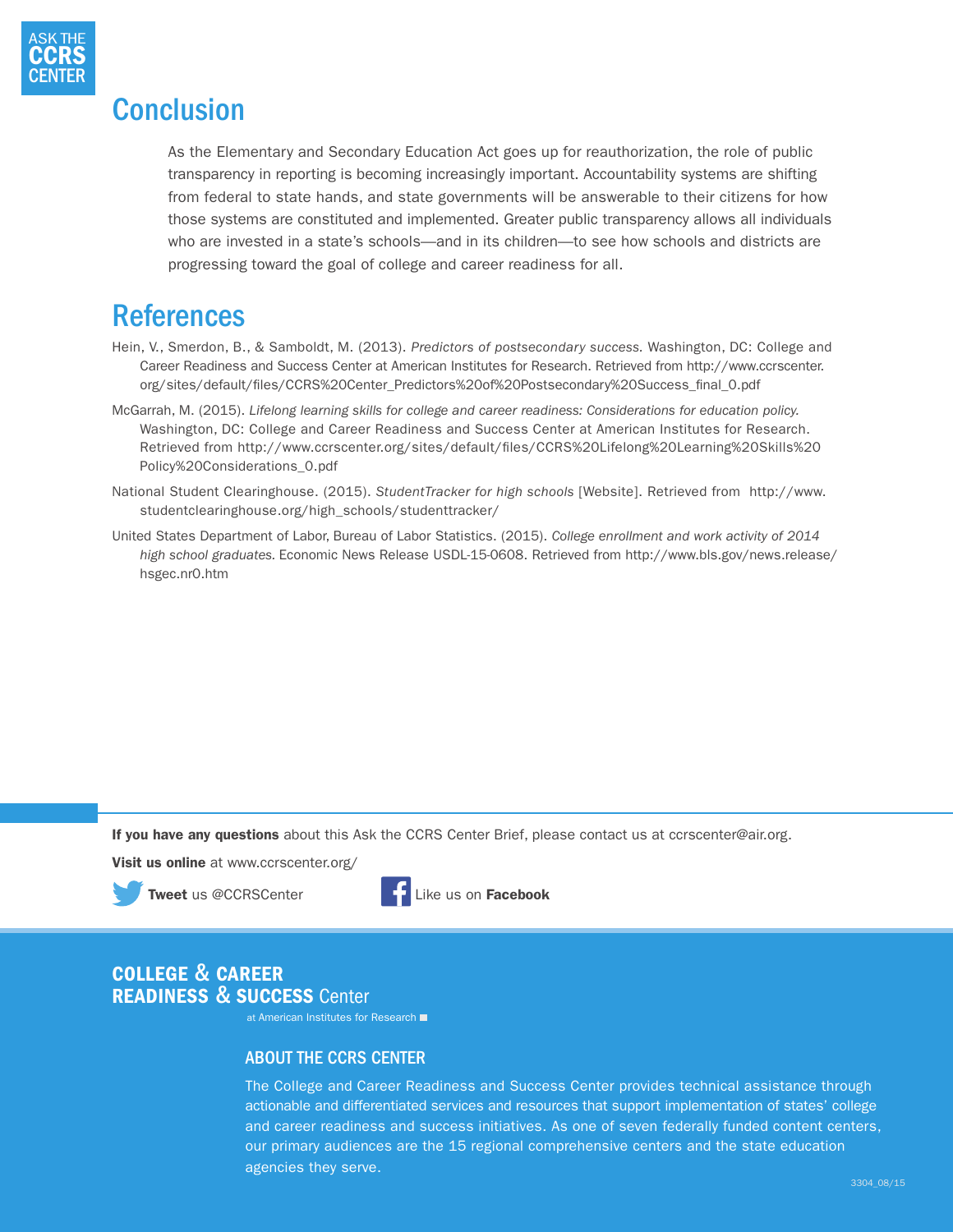## Conclusion

As the Elementary and Secondary Education Act goes up for reauthorization, the role of public transparency in reporting is becoming increasingly important. Accountability systems are shifting from federal to state hands, and state governments will be answerable to their citizens for how those systems are constituted and implemented. Greater public transparency allows all individuals who are invested in a state's schools—and in its children—to see how schools and districts are progressing toward the goal of college and career readiness for all.

## References

Hein, V., Smerdon, B., & Samboldt, M. (2013). *Predictors of postsecondary success.* Washington, DC: College and Career Readiness and Success Center at American Institutes for Research. Retrieved from http://www.ccrscenter.org/sites/default/files/CCRS%20Center_Predictors%20of%20Postsecondary%20Success_final_0.pdf

McGarrah, M. (2015). *Lifelong learning skills for college and career readiness: Considerations for education policy.* Washington, DC: College and Career Readiness and Success Center at American Institutes for Research. Retrieved from http://www.ccrscenter.org/sites/default/files/CCRS%20Lifelong%20Learning%20Skills%20Policy%20Considerations_0.pdf

National Student Clearinghouse. (2015). *StudentTracker for high schools* [Website]. Retrieved from http://www.studentclearinghouse.org/high_schools/studenttracker/

United States Department of Labor, Bureau of Labor Statistics. (2015). *College enrollment and work activity of 2014 high school graduates.* Economic News Release USDL-15-0608. Retrieved from http://www.bls.gov/news.release/hsgec.nr0.htm

**If you have any questions** about this Ask the CCRS Center Brief, please contact us at ccrscenter@air.org.

**Visit us online** at www.ccrscenter.org/

**Tweet** us @CCRSCenter

Like us on **Facebook**

**COLLEGE & CAREER READINESS & SUCCESS** Center
at American Institutes for Research

### ABOUT THE CCRS CENTER

The College and Career Readiness and Success Center provides technical assistance through actionable and differentiated services and resources that support implementation of states' college and career readiness and success initiatives. As one of seven federally funded content centers, our primary audiences are the 15 regional comprehensive centers and the state education agencies they serve.

3304_08/15